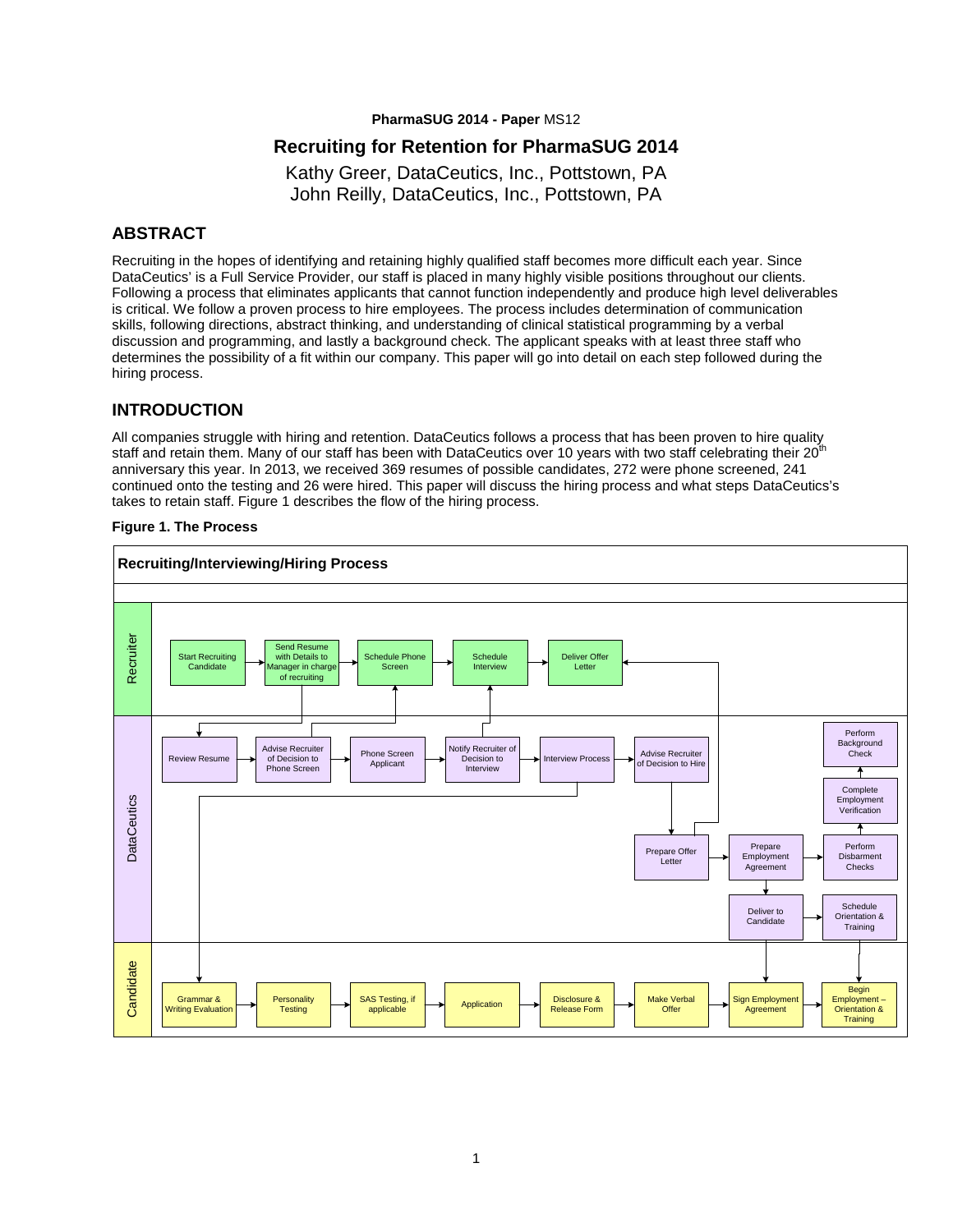**PharmaSUG 2014 - Paper** MS12

# Recruiting for Retention for PharmaSUG 2014

Kathy Greer, DataCeutics, Inc., Pottstown, PA
John Reilly, DataCeutics, Inc., Pottstown, PA

## ABSTRACT

Recruiting in the hopes of identifying and retaining highly qualified staff becomes more difficult each year. Since DataCeutics' is a Full Service Provider, our staff is placed in many highly visible positions throughout our clients. Following a process that eliminates applicants that cannot function independently and produce high level deliverables is critical. We follow a proven process to hire employees. The process includes determination of communication skills, following directions, abstract thinking, and understanding of clinical statistical programming by a verbal discussion and programming, and lastly a background check. The applicant speaks with at least three staff who determines the possibility of a fit within our company. This paper will go into detail on each step followed during the hiring process.

## INTRODUCTION

All companies struggle with hiring and retention. DataCeutics follows a process that has been proven to hire quality staff and retain them. Many of our staff has been with DataCeutics over 10 years with two staff celebrating their 20th anniversary this year. In 2013, we received 369 resumes of possible candidates, 272 were phone screened, 241 continued onto the testing and 26 were hired. This paper will discuss the hiring process and what steps DataCeutics's takes to retain staff. Figure 1 describes the flow of the hiring process.

**Figure 1. The Process**

**Recruiting/Interviewing/Hiring Process**

**Recruiter:** Start Recruiting Candidate → Send Resume with Details to Manager in charge of recruiting → Schedule Phone Screen → Schedule Interview → Deliver Offer Letter

**DataCeutics:** Review Resume → Advise Recruiter of Decision to Phone Screen → Phone Screen Applicant → Notify Recruiter of Decision to Interview → Interview Process → Advise Recruiter of Decision to Hire → Prepare Offer Letter → Prepare Employment Agreement → Perform Disbarment Checks → Complete Employment Verification → Perform Background Check; Prepare Employment Agreement → Deliver to Candidate → Schedule Orientation & Training

**Candidate:** Grammar & Writing Evaluation → Personality Testing → SAS Testing, if applicable → Application → Disclosure & Release Form → Make Verbal Offer → Sign Employment Agreement → Begin Employment – Orientation & Training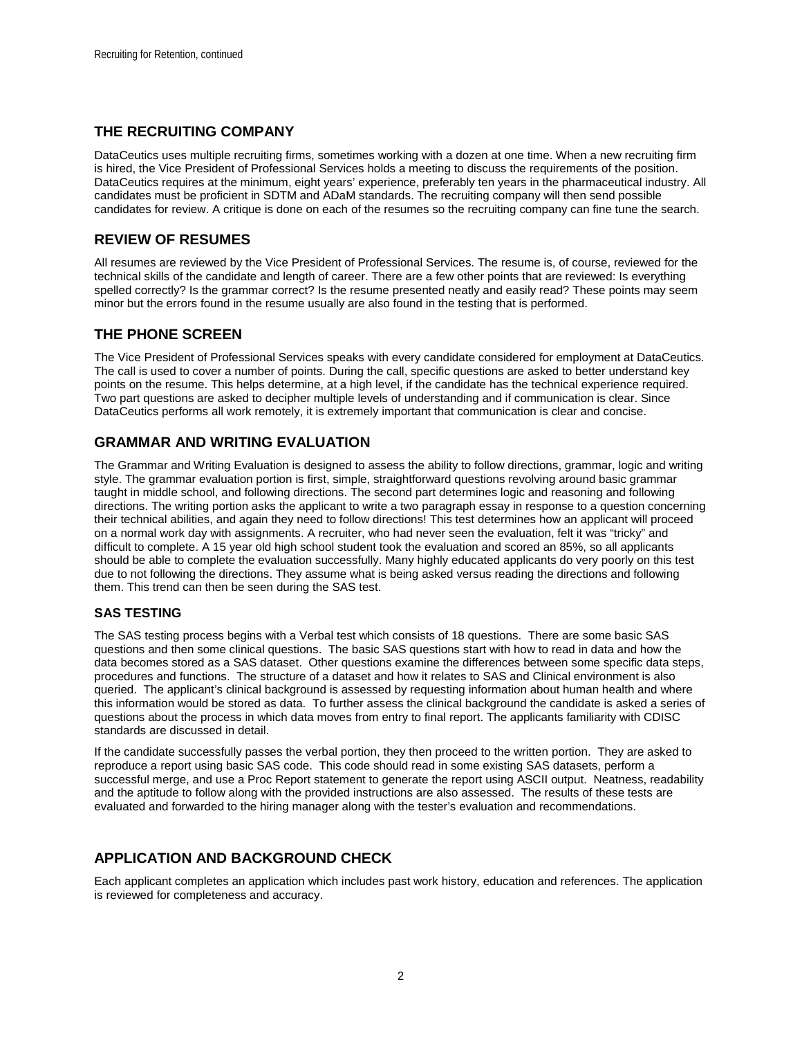## THE RECRUITING COMPANY

DataCeutics uses multiple recruiting firms, sometimes working with a dozen at one time. When a new recruiting firm is hired, the Vice President of Professional Services holds a meeting to discuss the requirements of the position. DataCeutics requires at the minimum, eight years' experience, preferably ten years in the pharmaceutical industry. All candidates must be proficient in SDTM and ADaM standards. The recruiting company will then send possible candidates for review. A critique is done on each of the resumes so the recruiting company can fine tune the search.

## REVIEW OF RESUMES

All resumes are reviewed by the Vice President of Professional Services. The resume is, of course, reviewed for the technical skills of the candidate and length of career. There are a few other points that are reviewed: Is everything spelled correctly? Is the grammar correct? Is the resume presented neatly and easily read? These points may seem minor but the errors found in the resume usually are also found in the testing that is performed.

## THE PHONE SCREEN

The Vice President of Professional Services speaks with every candidate considered for employment at DataCeutics. The call is used to cover a number of points. During the call, specific questions are asked to better understand key points on the resume. This helps determine, at a high level, if the candidate has the technical experience required. Two part questions are asked to decipher multiple levels of understanding and if communication is clear. Since DataCeutics performs all work remotely, it is extremely important that communication is clear and concise.

## GRAMMAR AND WRITING EVALUATION

The Grammar and Writing Evaluation is designed to assess the ability to follow directions, grammar, logic and writing style. The grammar evaluation portion is first, simple, straightforward questions revolving around basic grammar taught in middle school, and following directions. The second part determines logic and reasoning and following directions. The writing portion asks the applicant to write a two paragraph essay in response to a question concerning their technical abilities, and again they need to follow directions! This test determines how an applicant will proceed on a normal work day with assignments. A recruiter, who had never seen the evaluation, felt it was "tricky" and difficult to complete. A 15 year old high school student took the evaluation and scored an 85%, so all applicants should be able to complete the evaluation successfully. Many highly educated applicants do very poorly on this test due to not following the directions. They assume what is being asked versus reading the directions and following them. This trend can then be seen during the SAS test.

### SAS TESTING

The SAS testing process begins with a Verbal test which consists of 18 questions. There are some basic SAS questions and then some clinical questions. The basic SAS questions start with how to read in data and how the data becomes stored as a SAS dataset. Other questions examine the differences between some specific data steps, procedures and functions. The structure of a dataset and how it relates to SAS and Clinical environment is also queried. The applicant's clinical background is assessed by requesting information about human health and where this information would be stored as data. To further assess the clinical background the candidate is asked a series of questions about the process in which data moves from entry to final report. The applicants familiarity with CDISC standards are discussed in detail.

If the candidate successfully passes the verbal portion, they then proceed to the written portion. They are asked to reproduce a report using basic SAS code. This code should read in some existing SAS datasets, perform a successful merge, and use a Proc Report statement to generate the report using ASCII output. Neatness, readability and the aptitude to follow along with the provided instructions are also assessed. The results of these tests are evaluated and forwarded to the hiring manager along with the tester's evaluation and recommendations.

## APPLICATION AND BACKGROUND CHECK

Each applicant completes an application which includes past work history, education and references. The application is reviewed for completeness and accuracy.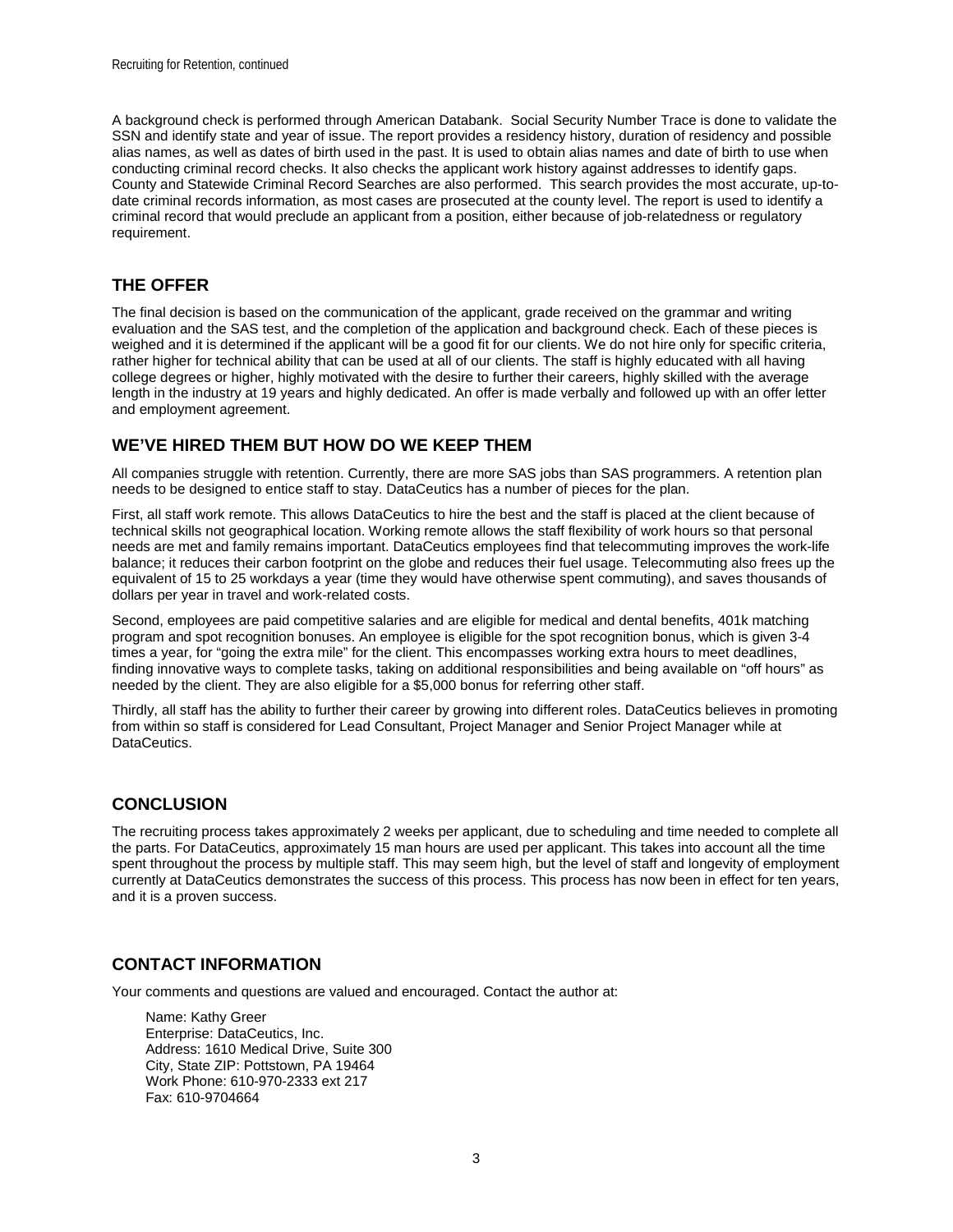A background check is performed through American Databank. Social Security Number Trace is done to validate the SSN and identify state and year of issue. The report provides a residency history, duration of residency and possible alias names, as well as dates of birth used in the past. It is used to obtain alias names and date of birth to use when conducting criminal record checks. It also checks the applicant work history against addresses to identify gaps. County and Statewide Criminal Record Searches are also performed. This search provides the most accurate, up-to-date criminal records information, as most cases are prosecuted at the county level. The report is used to identify a criminal record that would preclude an applicant from a position, either because of job-relatedness or regulatory requirement.

## THE OFFER

The final decision is based on the communication of the applicant, grade received on the grammar and writing evaluation and the SAS test, and the completion of the application and background check. Each of these pieces is weighed and it is determined if the applicant will be a good fit for our clients. We do not hire only for specific criteria, rather higher for technical ability that can be used at all of our clients. The staff is highly educated with all having college degrees or higher, highly motivated with the desire to further their careers, highly skilled with the average length in the industry at 19 years and highly dedicated. An offer is made verbally and followed up with an offer letter and employment agreement.

## WE'VE HIRED THEM BUT HOW DO WE KEEP THEM

All companies struggle with retention. Currently, there are more SAS jobs than SAS programmers. A retention plan needs to be designed to entice staff to stay. DataCeutics has a number of pieces for the plan.

First, all staff work remote. This allows DataCeutics to hire the best and the staff is placed at the client because of technical skills not geographical location. Working remote allows the staff flexibility of work hours so that personal needs are met and family remains important. DataCeutics employees find that telecommuting improves the work-life balance; it reduces their carbon footprint on the globe and reduces their fuel usage. Telecommuting also frees up the equivalent of 15 to 25 workdays a year (time they would have otherwise spent commuting), and saves thousands of dollars per year in travel and work-related costs.

Second, employees are paid competitive salaries and are eligible for medical and dental benefits, 401k matching program and spot recognition bonuses. An employee is eligible for the spot recognition bonus, which is given 3-4 times a year, for "going the extra mile" for the client. This encompasses working extra hours to meet deadlines, finding innovative ways to complete tasks, taking on additional responsibilities and being available on "off hours" as needed by the client. They are also eligible for a $5,000 bonus for referring other staff.

Thirdly, all staff has the ability to further their career by growing into different roles. DataCeutics believes in promoting from within so staff is considered for Lead Consultant, Project Manager and Senior Project Manager while at DataCeutics.

## CONCLUSION

The recruiting process takes approximately 2 weeks per applicant, due to scheduling and time needed to complete all the parts. For DataCeutics, approximately 15 man hours are used per applicant. This takes into account all the time spent throughout the process by multiple staff. This may seem high, but the level of staff and longevity of employment currently at DataCeutics demonstrates the success of this process. This process has now been in effect for ten years, and it is a proven success.

## CONTACT INFORMATION

Your comments and questions are valued and encouraged. Contact the author at:

Name: Kathy Greer
Enterprise: DataCeutics, Inc.
Address: 1610 Medical Drive, Suite 300
City, State ZIP: Pottstown, PA 19464
Work Phone: 610-970-2333 ext 217
Fax: 610-9704664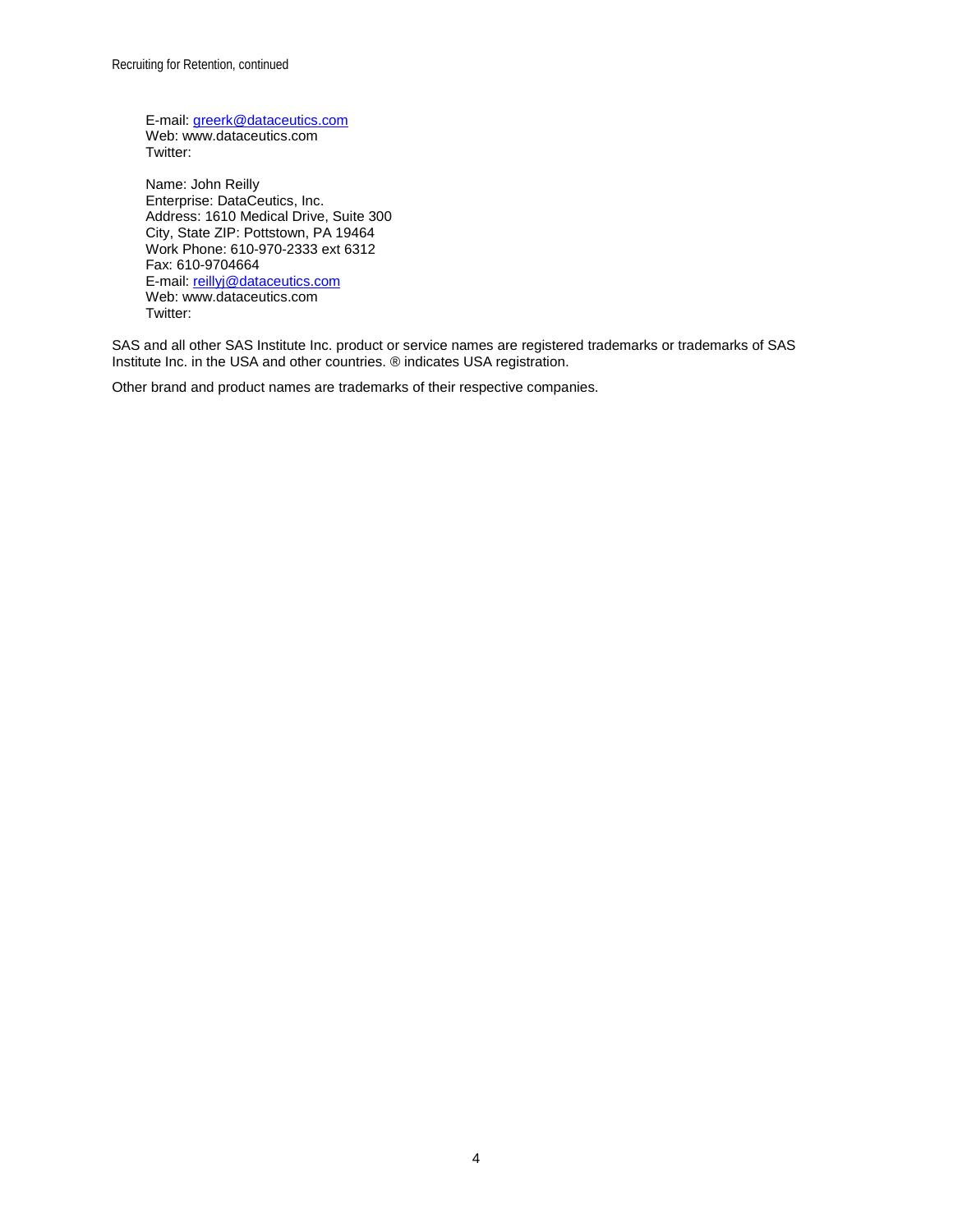E-mail: greerk@dataceutics.com
Web: www.dataceutics.com
Twitter:

Name: John Reilly
Enterprise: DataCeutics, Inc.
Address: 1610 Medical Drive, Suite 300
City, State ZIP: Pottstown, PA 19464
Work Phone: 610-970-2333 ext 6312
Fax: 610-9704664
E-mail: reillyj@dataceutics.com
Web: www.dataceutics.com
Twitter:

SAS and all other SAS Institute Inc. product or service names are registered trademarks or trademarks of SAS Institute Inc. in the USA and other countries. ® indicates USA registration.

Other brand and product names are trademarks of their respective companies.